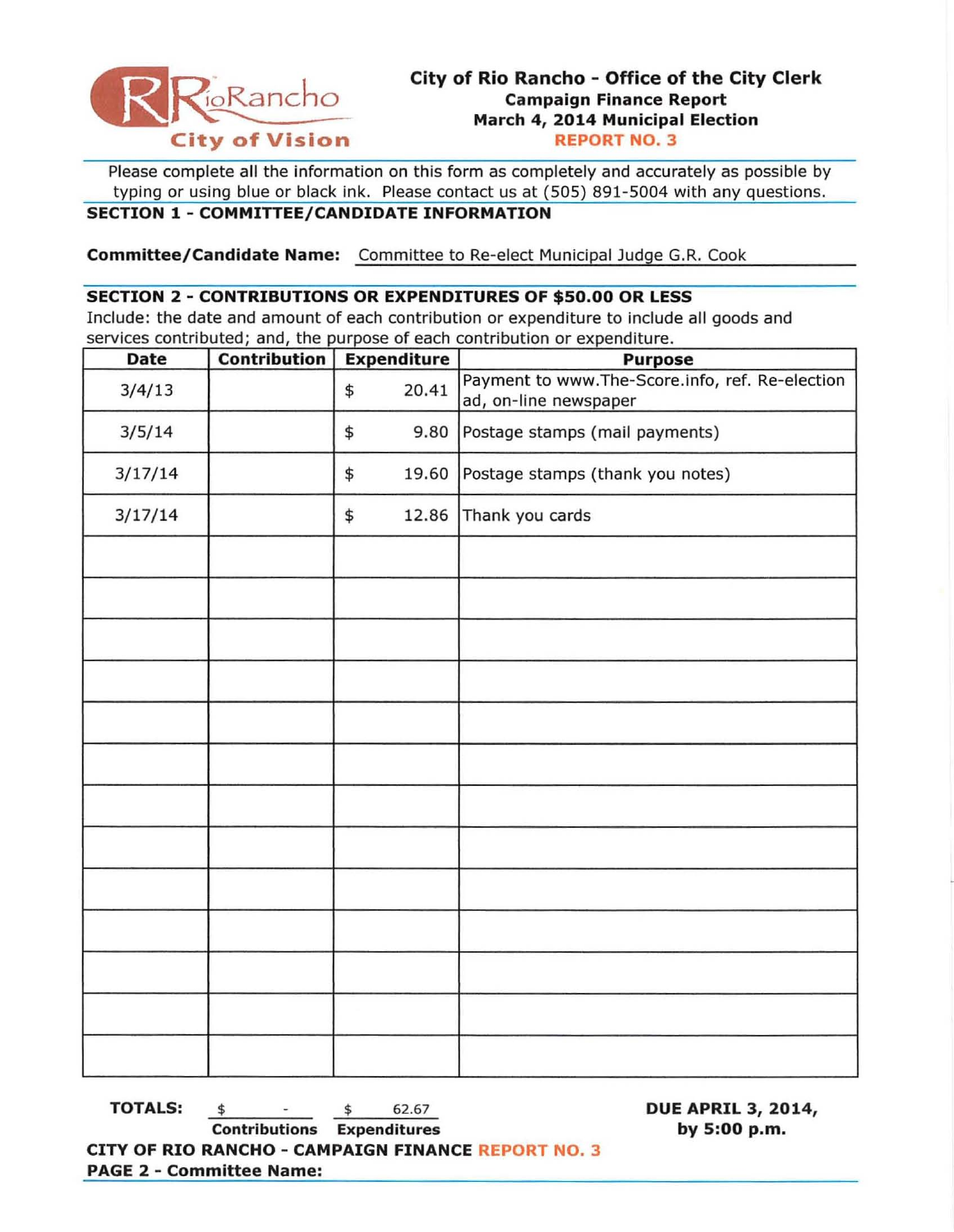RioRancho
City of Vision

**City of Rio Rancho - Office of the City Clerk**
**Campaign Finance Report**
**March 4, 2014 Municipal Election**
**REPORT NO. 3**

Please complete all the information on this form as completely and accurately as possible by typing or using blue or black ink. Please contact us at (505) 891-5004 with any questions.

## SECTION 1 - COMMITTEE/CANDIDATE INFORMATION

**Committee/Candidate Name:** Committee to Re-elect Municipal Judge G.R. Cook

## SECTION 2 - CONTRIBUTIONS OR EXPENDITURES OF $50.00 OR LESS

Include: the date and amount of each contribution or expenditure to include all goods and services contributed; and, the purpose of each contribution or expenditure.

| Date | Contribution | Expenditure | Purpose |
|---|---|---|---|
| 3/4/13 | | $ 20.41 | Payment to www.The-Score.info, ref. Re-election ad, on-line newspaper |
| 3/5/14 | | $ 9.80 | Postage stamps (mail payments) |
| 3/17/14 | | $ 19.60 | Postage stamps (thank you notes) |
| 3/17/14 | | $ 12.86 | Thank you cards |
| | | | |
| | | | |
| | | | |
| | | | |
| | | | |
| | | | |
| | | | |
| | | | |
| | | | |
| | | | |
| | | | |
| | | | |
| | | | |

**TOTALS:** $ - (Contributions) $ 62.67 (Expenditures)

**DUE APRIL 3, 2014, by 5:00 p.m.**

**CITY OF RIO RANCHO - CAMPAIGN FINANCE REPORT NO. 3**
**PAGE 2 - Committee Name:**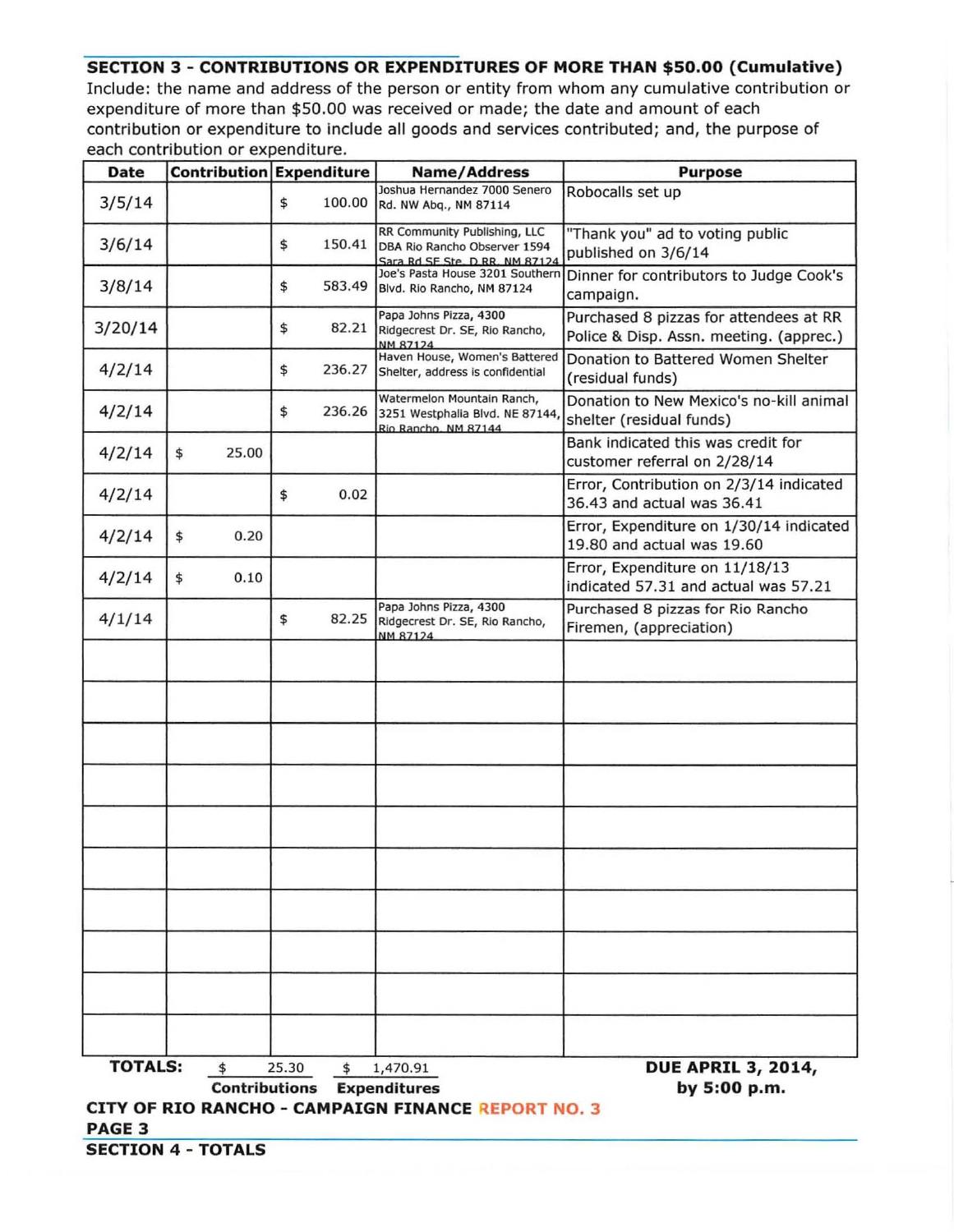## SECTION 3 - CONTRIBUTIONS OR EXPENDITURES OF MORE THAN $50.00 (Cumulative)

Include: the name and address of the person or entity from whom any cumulative contribution or expenditure of more than $50.00 was received or made; the date and amount of each contribution or expenditure to include all goods and services contributed; and, the purpose of each contribution or expenditure.

| Date | Contribution | Expenditure | Name/Address | Purpose |
|---|---|---|---|---|
| 3/5/14 | | $ 100.00 | Joshua Hernandez 7000 Senero Rd. NW Abq., NM 87114 | Robocalls set up |
| 3/6/14 | | $ 150.41 | RR Community Publishing, LLC DBA Rio Rancho Observer 1594 Sara Rd SE Ste. D RR, NM 87124 | "Thank you" ad to voting public published on 3/6/14 |
| 3/8/14 | | $ 583.49 | Joe's Pasta House 3201 Southern Blvd. Rio Rancho, NM 87124 | Dinner for contributors to Judge Cook's campaign. |
| 3/20/14 | | $ 82.21 | Papa Johns Pizza, 4300 Ridgecrest Dr. SE, Rio Rancho, NM 87124 | Purchased 8 pizzas for attendees at RR Police & Disp. Assn. meeting. (apprec.) |
| 4/2/14 | | $ 236.27 | Haven House, Women's Battered Shelter, address is confidential | Donation to Battered Women Shelter (residual funds) |
| 4/2/14 | | $ 236.26 | Watermelon Mountain Ranch, 3251 Westphalia Blvd. NE 87144, Rio Rancho, NM 87144 | Donation to New Mexico's no-kill animal shelter (residual funds) |
| 4/2/14 | $ 25.00 | | | Bank indicated this was credit for customer referral on 2/28/14 |
| 4/2/14 | | $ 0.02 | | Error, Contribution on 2/3/14 indicated 36.43 and actual was 36.41 |
| 4/2/14 | $ 0.20 | | | Error, Expenditure on 1/30/14 indicated 19.80 and actual was 19.60 |
| 4/2/14 | $ 0.10 | | | Error, Expenditure on 11/18/13 indicated 57.31 and actual was 57.21 |
| 4/1/14 | | $ 82.25 | Papa Johns Pizza, 4300 Ridgecrest Dr. SE, Rio Rancho, NM 87124 | Purchased 8 pizzas for Rio Rancho Firemen, (appreciation) |
| | | | | |
| | | | | |
| | | | | |
| | | | | |
| | | | | |
| | | | | |
| | | | | |
| | | | | |
| | | | | |
| | | | | |

**TOTALS:** $ 25.30 (Contributions) $ 1,470.91 (Expenditures)

**DUE APRIL 3, 2014, by 5:00 p.m.**

**CITY OF RIO RANCHO - CAMPAIGN FINANCE REPORT NO. 3**

**PAGE 3**

## SECTION 4 - TOTALS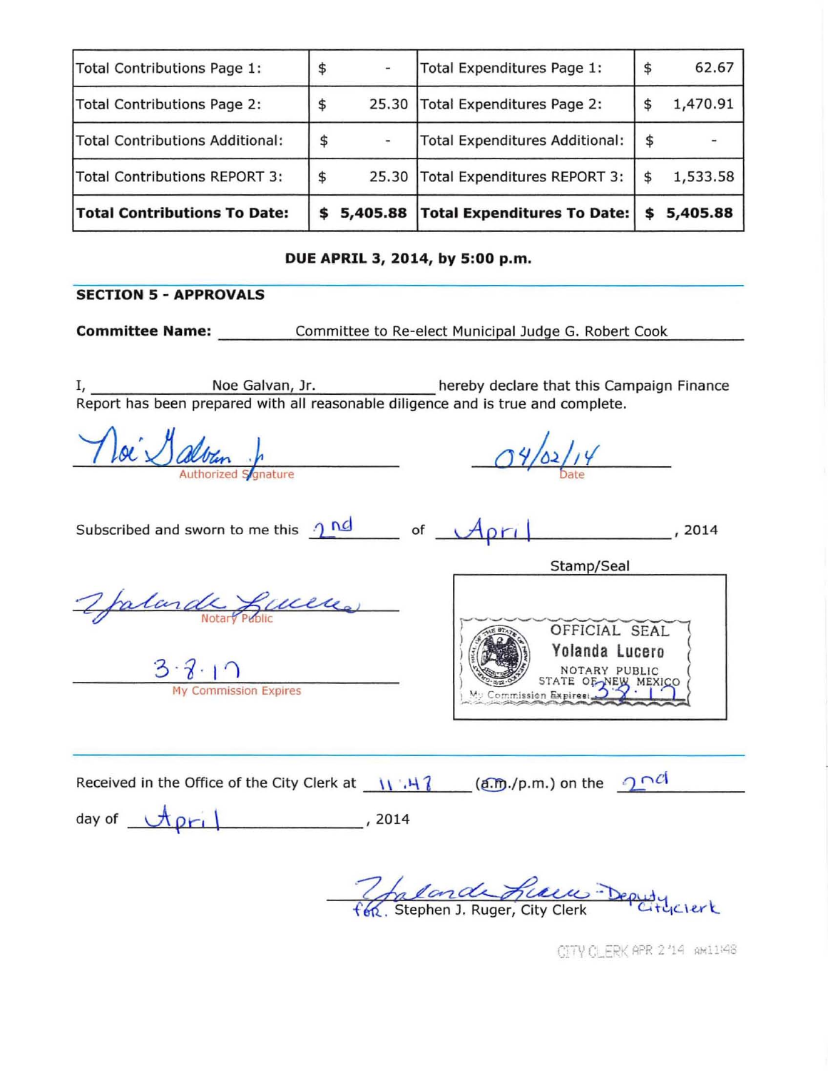| | | | |
|---|---|---|---|
| Total Contributions Page 1: | $ - | Total Expenditures Page 1: | $ 62.67 |
| Total Contributions Page 2: | $ 25.30 | Total Expenditures Page 2: | $ 1,470.91 |
| Total Contributions Additional: | $ - | Total Expenditures Additional: | $ - |
| Total Contributions REPORT 3: | $ 25.30 | Total Expenditures REPORT 3: | $ 1,533.58 |
| **Total Contributions To Date:** | **$ 5,405.88** | **Total Expenditures To Date:** | **$ 5,405.88** |

**DUE APRIL 3, 2014, by 5:00 p.m.**

**SECTION 5 - APPROVALS**

**Committee Name:** Committee to Re-elect Municipal Judge G. Robert Cook

I, Noe Galvan, Jr. hereby declare that this Campaign Finance Report has been prepared with all reasonable diligence and is true and complete.

Noe Galvan Jr
Authorized Signature

04/02/14
Date

Subscribed and sworn to me this 2nd of April, 2014

Stamp/Seal

Yolanda Lucero
Notary Public

3.8.17
My Commission Expires

OFFICIAL SEAL
Yolanda Lucero
NOTARY PUBLIC
STATE OF NEW MEXICO
My Commission Expires: 3.8.17

Received in the Office of the City Clerk at 11:47 (a.m./p.m.) on the 2nd day of April, 2014

Yolanda Lucero - Deputy City Clerk
for. Stephen J. Ruger, City Clerk

CITY CLERK APR 2 '14 AM11:48